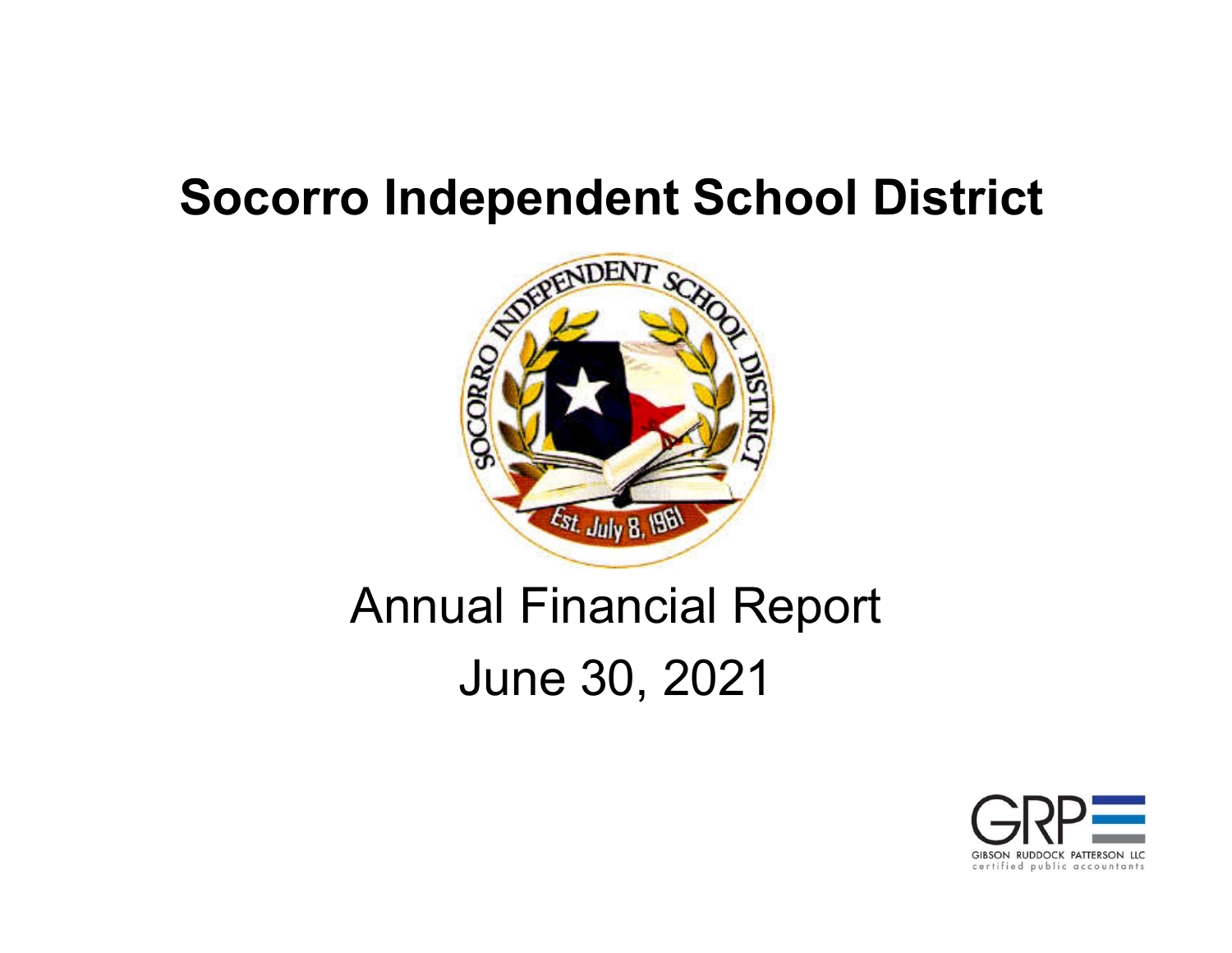# Socorro Independent School District

## Annual Financial Report

## June 30, 2021

GIBSON RUDDOCK PATTERSON LLC
certified public accountants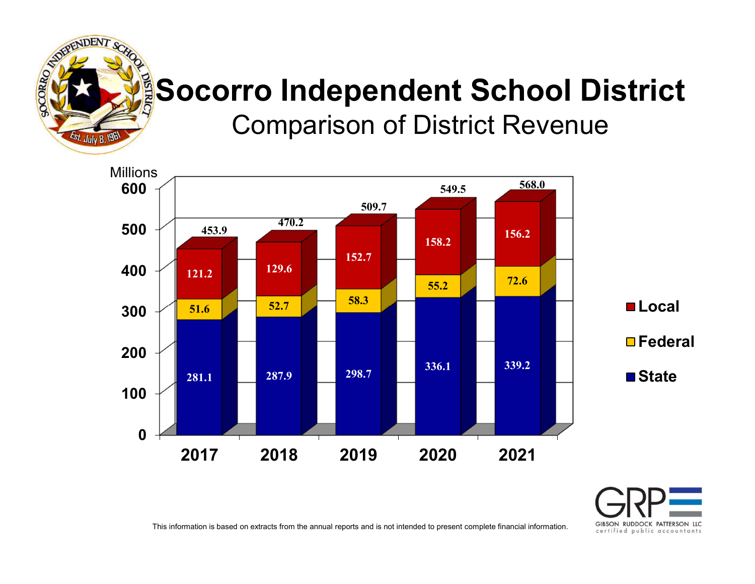# Socorro Independent School District

## Comparison of District Revenue

Millions

| Year | State | Federal | Local | Total |
|---|---|---|---|---|
| 2017 | 281.1 | 51.6 | 121.2 | 453.9 |
| 2018 | 287.9 | 52.7 | 129.6 | 470.2 |
| 2019 | 298.7 | 58.3 | 152.7 | 509.7 |
| 2020 | 336.1 | 55.2 | 158.2 | 549.5 |
| 2021 | 339.2 | 72.6 | 156.2 | 568.0 |

This information is based on extracts from the annual reports and is not intended to present complete financial information.

GRP
GIBSON RUDDOCK PATTERSON LLC
certified public accountants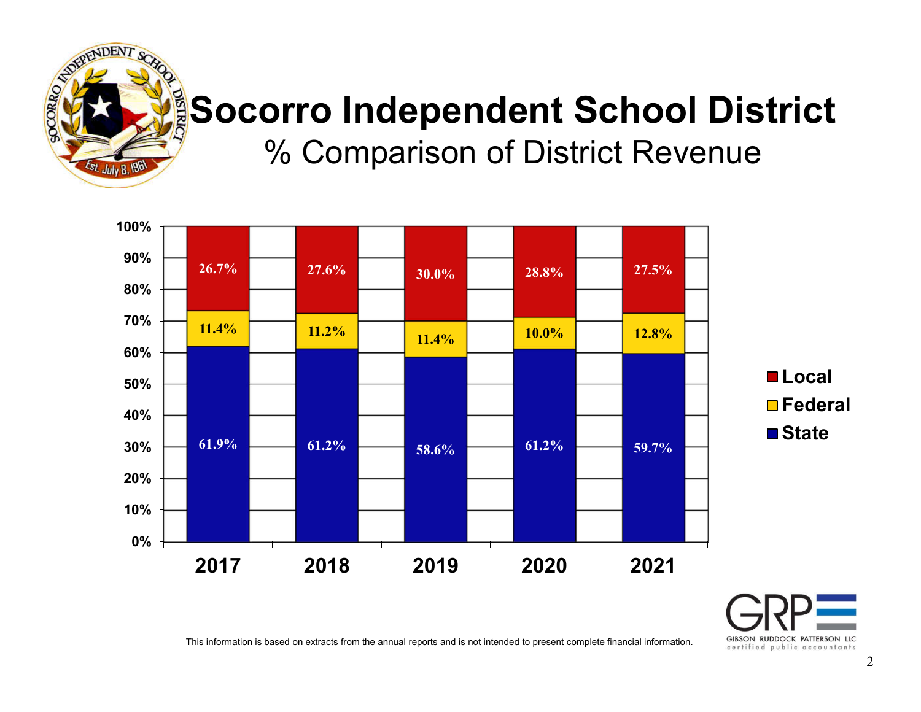# Socorro Independent School District

## % Comparison of District Revenue

| | 2017 | 2018 | 2019 | 2020 | 2021 |
|---|---|---|---|---|---|
| Local | 26.7% | 27.6% | 30.0% | 28.8% | 27.5% |
| Federal | 11.4% | 11.2% | 11.4% | 10.0% | 12.8% |
| State | 61.9% | 61.2% | 58.6% | 61.2% | 59.7% |

This information is based on extracts from the annual reports and is not intended to present complete financial information.

GRP
GIBSON RUDDOCK PATTERSON LLC
certified public accountants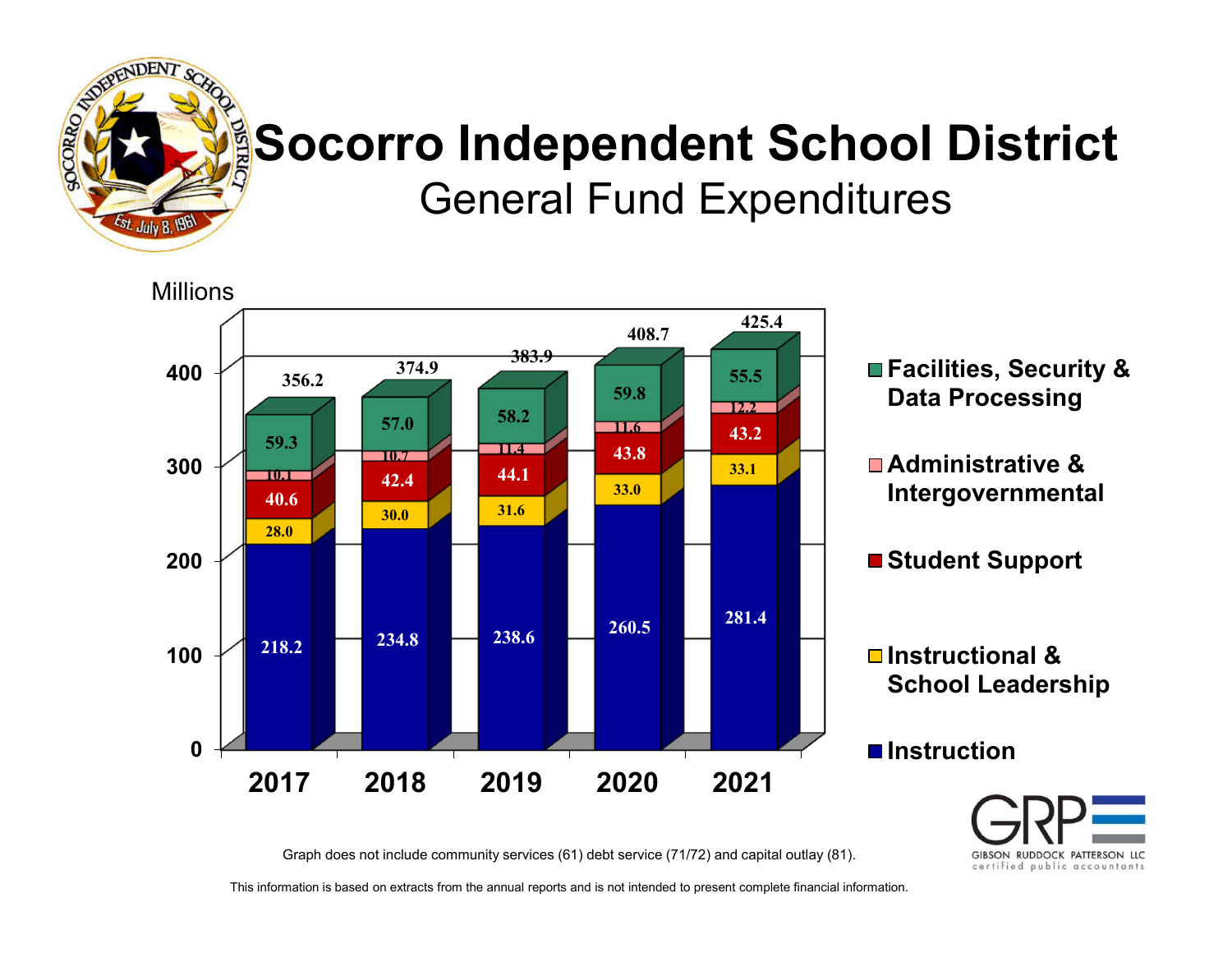# Socorro Independent School District

## General Fund Expenditures

Millions

| | 2017 | 2018 | 2019 | 2020 | 2021 |
|---|---|---|---|---|---|
| Facilities, Security & Data Processing | 59.3 | 57.0 | 58.2 | 59.8 | 55.5 |
| Administrative & Intergovernmental | 10.1 | 10.7 | 11.4 | 11.6 | 12.2 |
| Student Support | 40.6 | 42.4 | 44.1 | 43.8 | 43.2 |
| Instructional & School Leadership | 28.0 | 30.0 | 31.6 | 33.0 | 33.1 |
| Instruction | 218.2 | 234.8 | 238.6 | 260.5 | 281.4 |
| Total | 356.2 | 374.9 | 383.9 | 408.7 | 425.4 |

Graph does not include community services (61) debt service (71/72) and capital outlay (81).

This information is based on extracts from the annual reports and is not intended to present complete financial information.

GRP
GIBSON RUDDOCK PATTERSON LLC
certified public accountants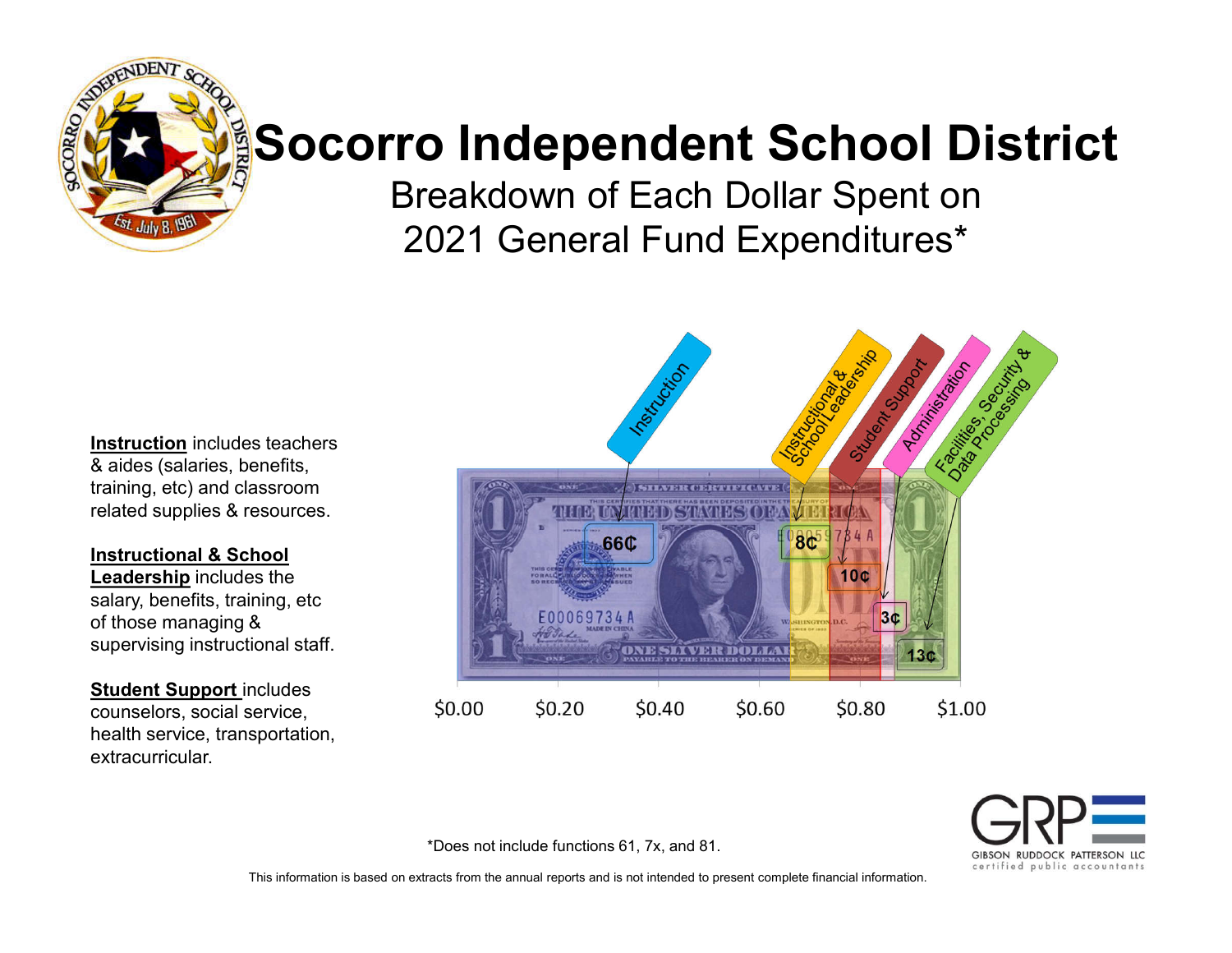# Socorro Independent School District

## Breakdown of Each Dollar Spent on 2021 General Fund Expenditures*

**Instruction** includes teachers & aides (salaries, benefits, training, etc) and classroom related supplies & resources.

**Instructional & School Leadership** includes the salary, benefits, training, etc of those managing & supervising instructional staff.

**Student Support** includes counselors, social service, health service, transportation, extracurricular.

| Category | Amount |
| --- | --- |
| Instruction | 66¢ |
| Instructional & School Leadership | 8¢ |
| Student Support | 10¢ |
| Administration | 3¢ |
| Facilities, Security & Data Processing | 13¢ |

$0.00 $0.20 $0.40 $0.60 $0.80 $1.00

*Does not include functions 61, 7x, and 81.

This information is based on extracts from the annual reports and is not intended to present complete financial information.

GRP GIBSON RUDDOCK PATTERSON LLC certified public accountants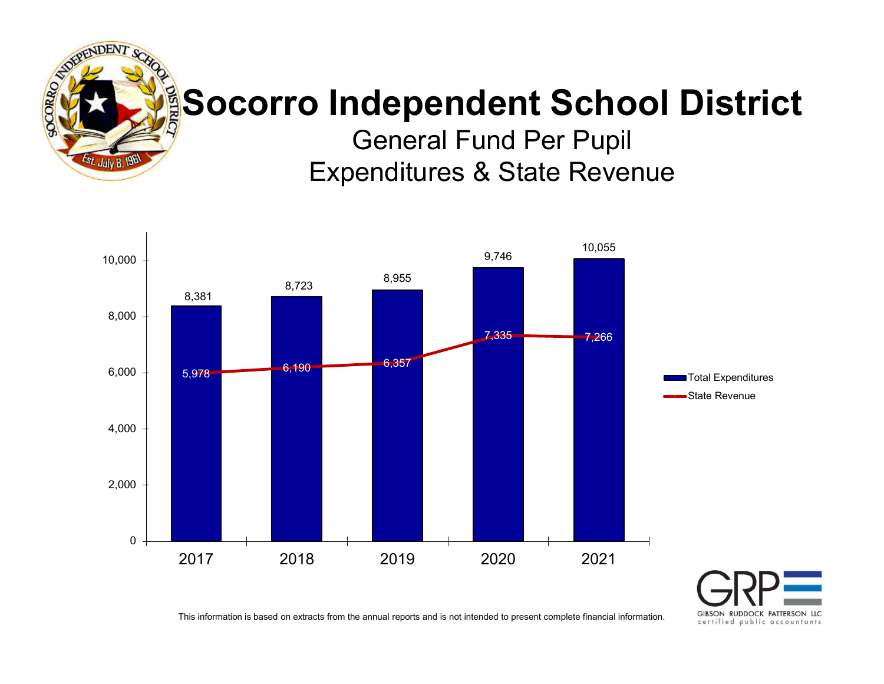# Socorro Independent School District

## General Fund Per Pupil
## Expenditures & State Revenue

| Year | Total Expenditures | State Revenue |
|---|---|---|
| 2017 | 8,381 | 5,978 |
| 2018 | 8,723 | 6,190 |
| 2019 | 8,955 | 6,357 |
| 2020 | 9,746 | 7,335 |
| 2021 | 10,055 | 7,266 |

This information is based on extracts from the annual reports and is not intended to present complete financial information.

GIBSON RUDDOCK PATTERSON LLC
certified public accountants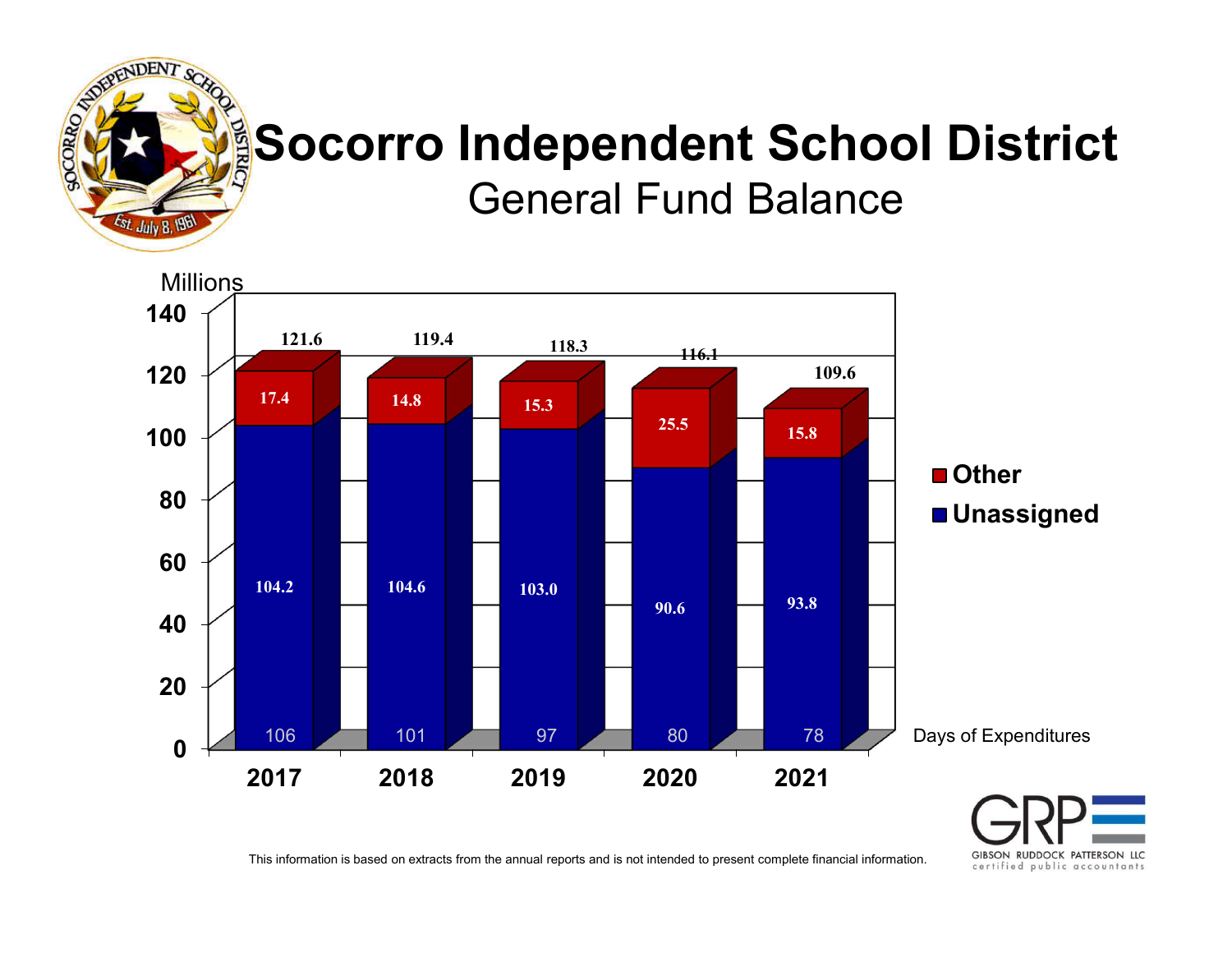# Socorro Independent School District

## General Fund Balance

Millions

| Year | Unassigned | Other | Total | Days of Expenditures |
|---|---|---|---|---|
| 2017 | 104.2 | 17.4 | 121.6 | 106 |
| 2018 | 104.6 | 14.8 | 119.4 | 101 |
| 2019 | 103.0 | 15.3 | 118.3 | 97 |
| 2020 | 90.6 | 25.5 | 116.1 | 80 |
| 2021 | 93.8 | 15.8 | 109.6 | 78 |

This information is based on extracts from the annual reports and is not intended to present complete financial information.

GIBSON RUDDOCK PATTERSON LLC
certified public accountants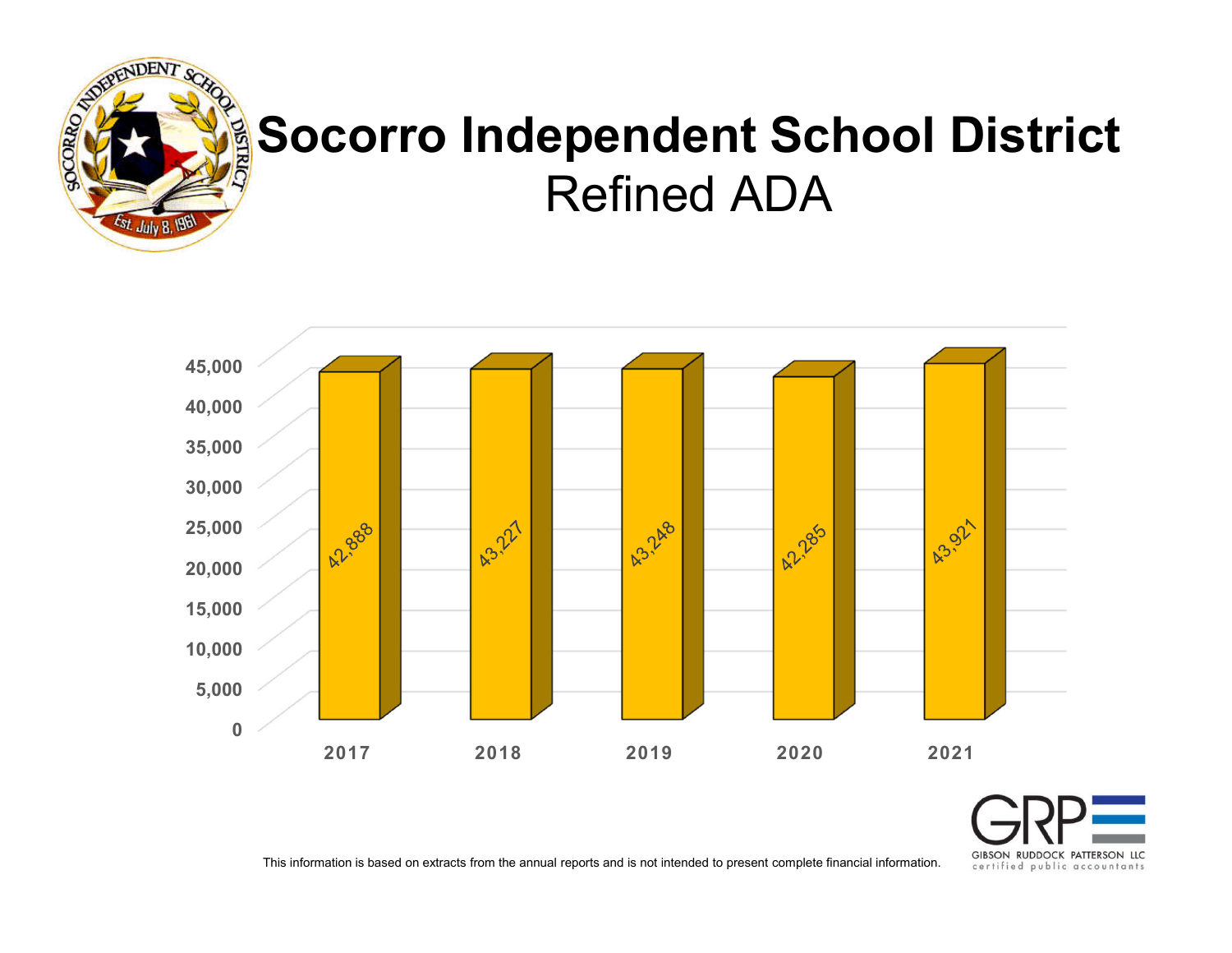# Socorro Independent School District

## Refined ADA

| Year | Refined ADA |
| --- | --- |
| 2017 | 42,888 |
| 2018 | 43,227 |
| 2019 | 43,248 |
| 2020 | 42,285 |
| 2021 | 43,921 |

This information is based on extracts from the annual reports and is not intended to present complete financial information.

GRP
GIBSON RUDDOCK PATTERSON LLC
certified public accountants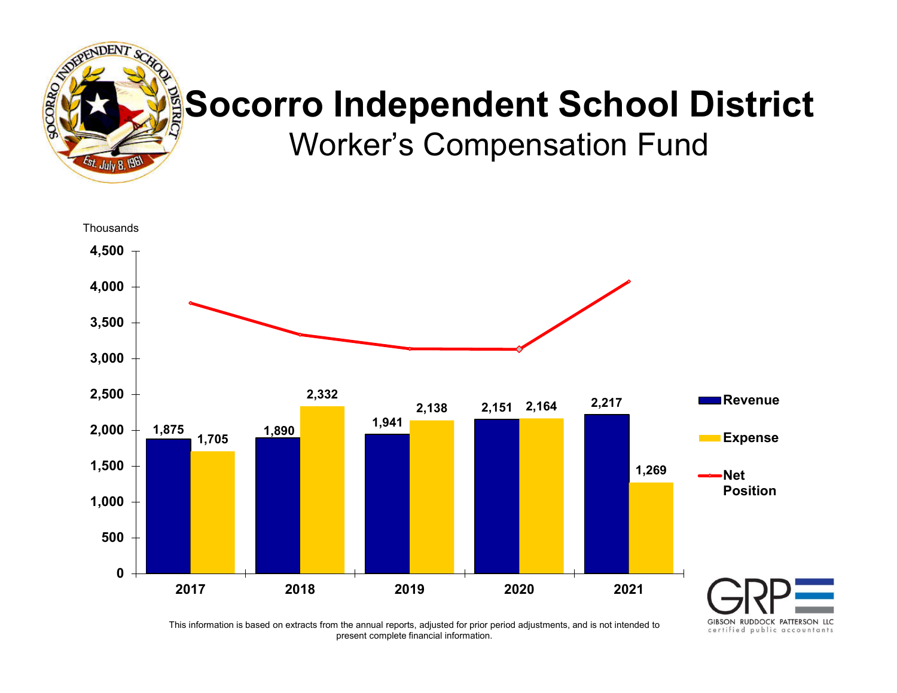# Socorro Independent School District

## Worker's Compensation Fund

Thousands

| Year | Revenue | Expense |
|---|---|---|
| 2017 | 1,875 | 1,705 |
| 2018 | 1,890 | 2,332 |
| 2019 | 1,941 | 2,138 |
| 2020 | 2,151 | 2,164 |
| 2021 | 2,217 | 1,269 |

Revenue / Expense / Net Position

This information is based on extracts from the annual reports, adjusted for prior period adjustments, and is not intended to present complete financial information.

GRP — GIBSON RUDDOCK PATTERSON LLC — certified public accountants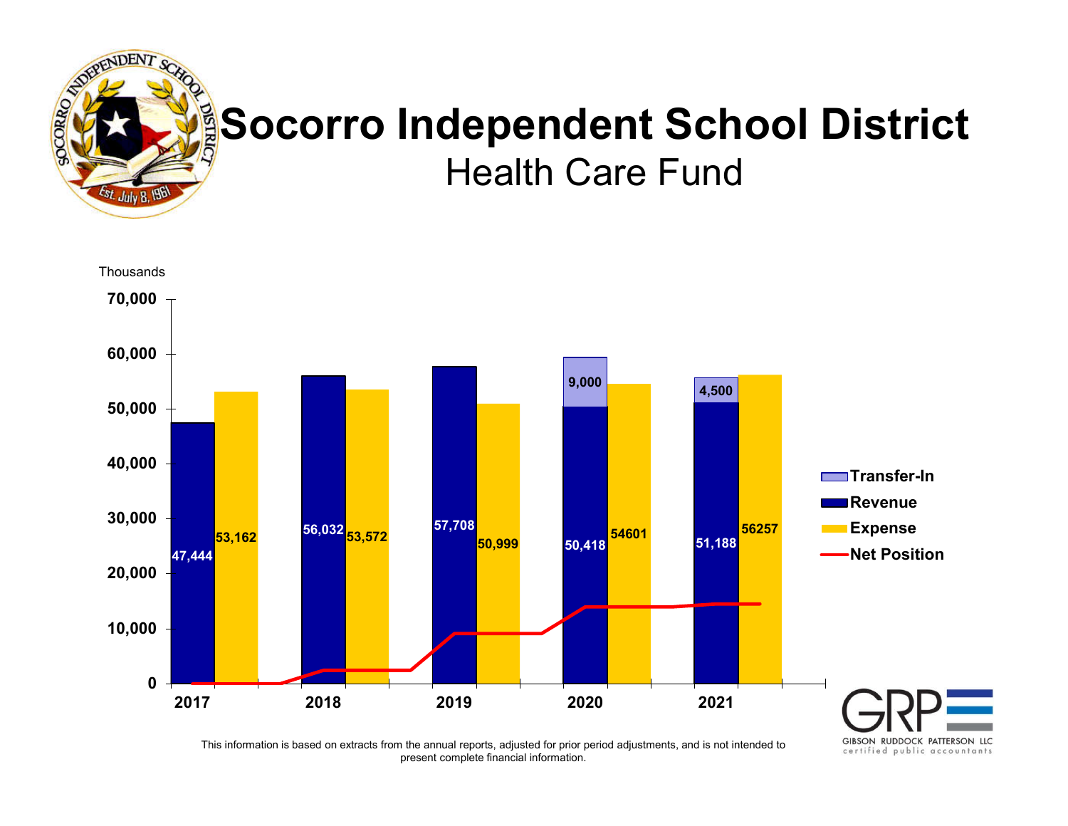# Socorro Independent School District

## Health Care Fund

Thousands

70,000
60,000
50,000
40,000
30,000
20,000
10,000
0

2017
2018
2019
2020
2021

47,444
53,162
56,032
53,572
57,708
50,999
9,000
50,418
54601
4,500
51,188
56257

Transfer-In
Revenue
Expense
Net Position

This information is based on extracts from the annual reports, adjusted for prior period adjustments, and is not intended to present complete financial information.

GRP
GIBSON RUDDOCK PATTERSON LLC
certified public accountants